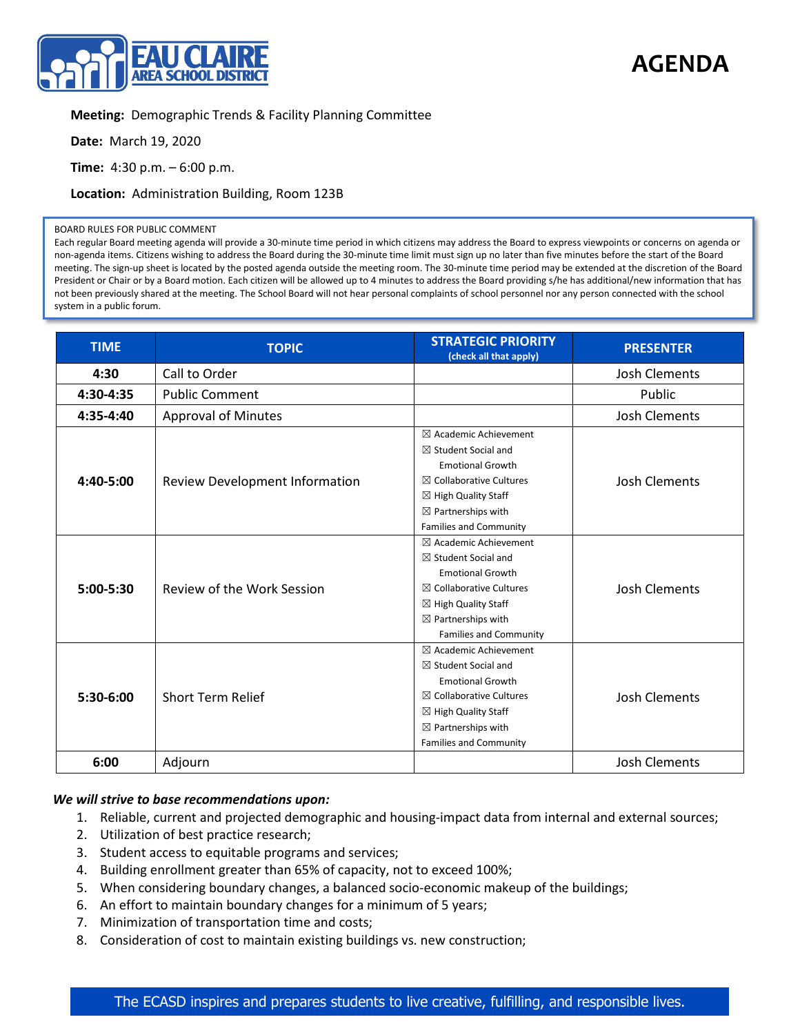EAU CLAIRE AREA SCHOOL DISTRICT

# AGENDA

**Meeting:** Demographic Trends & Facility Planning Committee

**Date:** March 19, 2020

**Time:** 4:30 p.m. – 6:00 p.m.

**Location:** Administration Building, Room 123B

BOARD RULES FOR PUBLIC COMMENT
Each regular Board meeting agenda will provide a 30-minute time period in which citizens may address the Board to express viewpoints or concerns on agenda or non-agenda items. Citizens wishing to address the Board during the 30-minute time limit must sign up no later than five minutes before the start of the Board meeting. The sign-up sheet is located by the posted agenda outside the meeting room. The 30-minute time period may be extended at the discretion of the Board President or Chair or by a Board motion. Each citizen will be allowed up to 4 minutes to address the Board providing s/he has additional/new information that has not been previously shared at the meeting. The School Board will not hear personal complaints of school personnel nor any person connected with the school system in a public forum.

| TIME | TOPIC | STRATEGIC PRIORITY (check all that apply) | PRESENTER |
|---|---|---|---|
| 4:30 | Call to Order | | Josh Clements |
| 4:30-4:35 | Public Comment | | Public |
| 4:35-4:40 | Approval of Minutes | | Josh Clements |
| 4:40-5:00 | Review Development Information | ☒ Academic Achievement<br>☒ Student Social and Emotional Growth<br>☒ Collaborative Cultures<br>☒ High Quality Staff<br>☒ Partnerships with Families and Community | Josh Clements |
| 5:00-5:30 | Review of the Work Session | ☒ Academic Achievement<br>☒ Student Social and Emotional Growth<br>☒ Collaborative Cultures<br>☒ High Quality Staff<br>☒ Partnerships with Families and Community | Josh Clements |
| 5:30-6:00 | Short Term Relief | ☒ Academic Achievement<br>☒ Student Social and Emotional Growth<br>☒ Collaborative Cultures<br>☒ High Quality Staff<br>☒ Partnerships with Families and Community | Josh Clements |
| 6:00 | Adjourn | | Josh Clements |

***We will strive to base recommendations upon:***

1. Reliable, current and projected demographic and housing-impact data from internal and external sources;
2. Utilization of best practice research;
3. Student access to equitable programs and services;
4. Building enrollment greater than 65% of capacity, not to exceed 100%;
5. When considering boundary changes, a balanced socio-economic makeup of the buildings;
6. An effort to maintain boundary changes for a minimum of 5 years;
7. Minimization of transportation time and costs;
8. Consideration of cost to maintain existing buildings vs. new construction;

The ECASD inspires and prepares students to live creative, fulfilling, and responsible lives.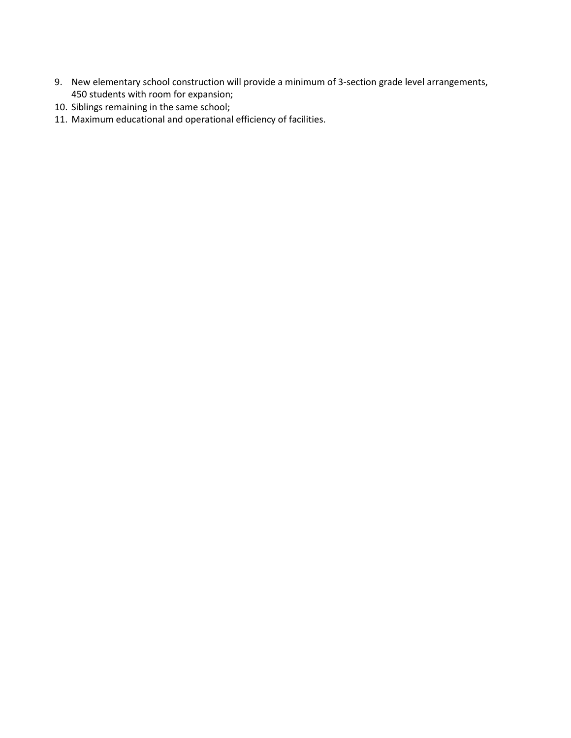9. New elementary school construction will provide a minimum of 3-section grade level arrangements, 450 students with room for expansion;
10. Siblings remaining in the same school;
11. Maximum educational and operational efficiency of facilities.